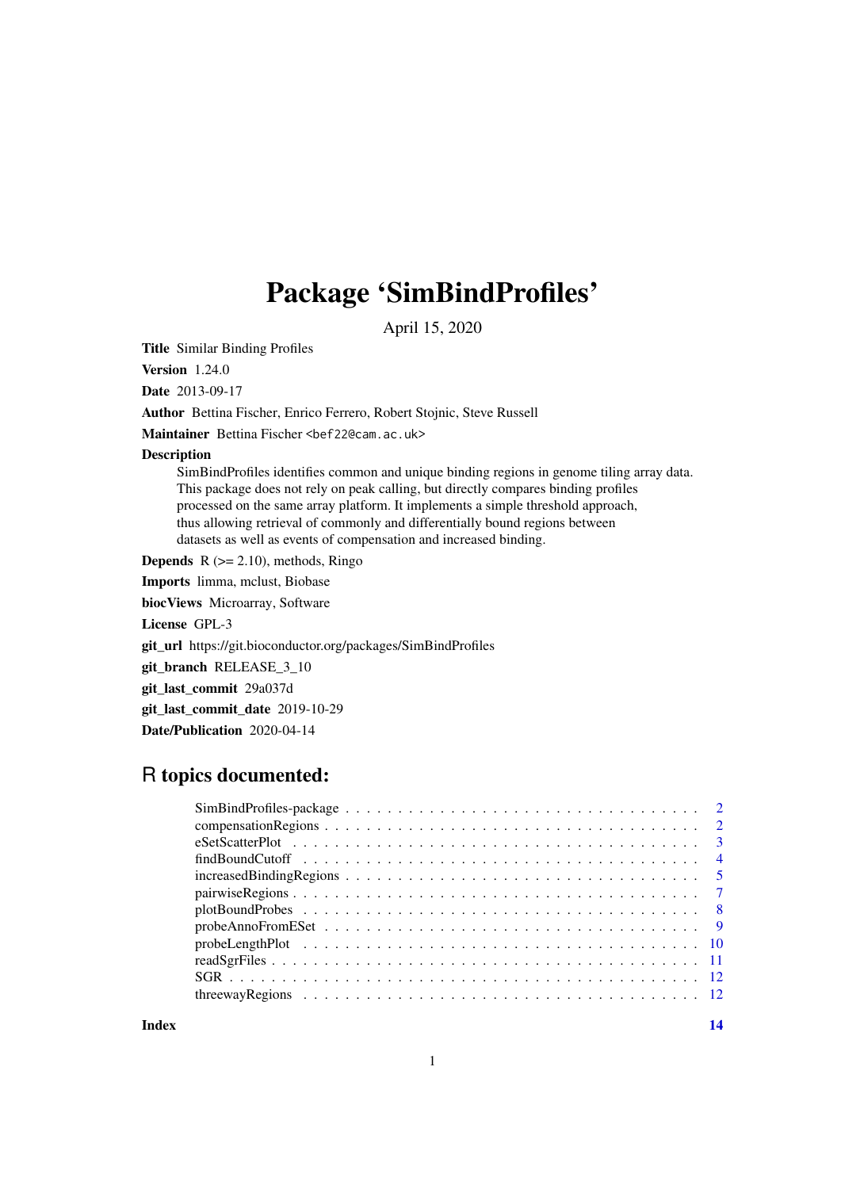# Package 'SimBindProfiles'

April 15, 2020

**Title** Similar Binding Profiles

**Version** 1.24.0

**Date** 2013-09-17

**Author** Bettina Fischer, Enrico Ferrero, Robert Stojnic, Steve Russell

**Maintainer** Bettina Fischer <bef22@cam.ac.uk>

**Description**
SimBindProfiles identifies common and unique binding regions in genome tiling array data. This package does not rely on peak calling, but directly compares binding profiles processed on the same array platform. It implements a simple threshold approach, thus allowing retrieval of commonly and differentially bound regions between datasets as well as events of compensation and increased binding.

**Depends** R (>= 2.10), methods, Ringo

**Imports** limma, mclust, Biobase

**biocViews** Microarray, Software

**License** GPL-3

**git_url** https://git.bioconductor.org/packages/SimBindProfiles

**git_branch** RELEASE_3_10

**git_last_commit** 29a037d

**git_last_commit_date** 2019-10-29

**Date/Publication** 2020-04-14

## R topics documented:

| | |
|---|---|
| SimBindProfiles-package | 2 |
| compensationRegions | 2 |
| eSetScatterPlot | 3 |
| findBoundCutoff | 4 |
| increasedBindingRegions | 5 |
| pairwiseRegions | 7 |
| plotBoundProbes | 8 |
| probeAnnoFromESet | 9 |
| probeLengthPlot | 10 |
| readSgrFiles | 11 |
| SGR | 12 |
| threewayRegions | 12 |

**Index** **14**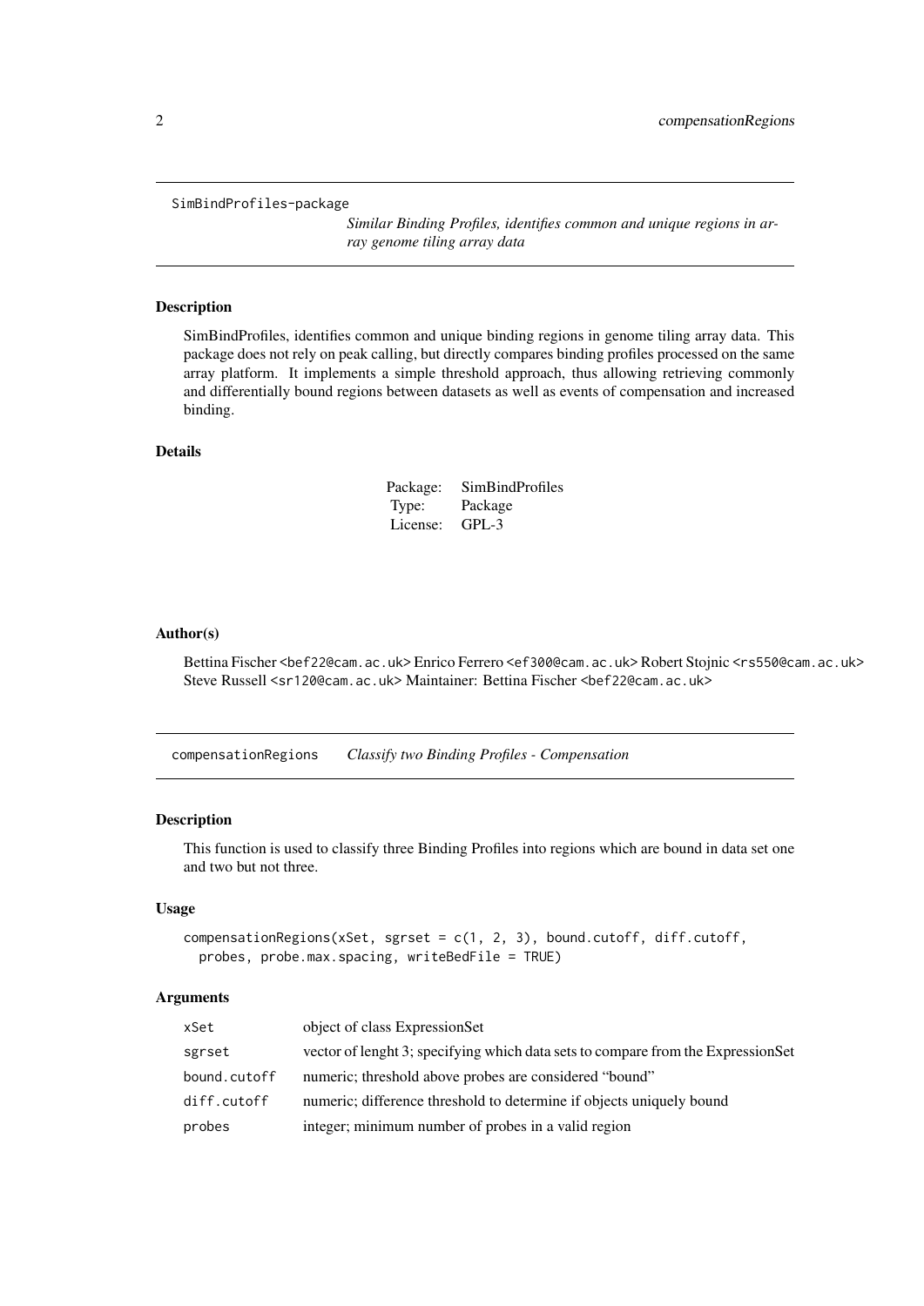SimBindProfiles-package

*Similar Binding Profiles, identifies common and unique regions in array genome tiling array data*

### Description

SimBindProfiles, identifies common and unique binding regions in genome tiling array data. This package does not rely on peak calling, but directly compares binding profiles processed on the same array platform. It implements a simple threshold approach, thus allowing retrieving commonly and differentially bound regions between datasets as well as events of compensation and increased binding.

### Details

| | |
|---|---|
| Package: | SimBindProfiles |
| Type: | Package |
| License: | GPL-3 |

### Author(s)

Bettina Fischer <bef22@cam.ac.uk> Enrico Ferrero <ef300@cam.ac.uk> Robert Stojnic <rs550@cam.ac.uk> Steve Russell <sr120@cam.ac.uk> Maintainer: Bettina Fischer <bef22@cam.ac.uk>

---

compensationRegions    *Classify two Binding Profiles - Compensation*

### Description

This function is used to classify three Binding Profiles into regions which are bound in data set one and two but not three.

### Usage

```
compensationRegions(xSet, sgrset = c(1, 2, 3), bound.cutoff, diff.cutoff,
  probes, probe.max.spacing, writeBedFile = TRUE)
```

### Arguments

| | |
|---|---|
| xSet | object of class ExpressionSet |
| sgrset | vector of lenght 3; specifying which data sets to compare from the ExpressionSet |
| bound.cutoff | numeric; threshold above probes are considered "bound" |
| diff.cutoff | numeric; difference threshold to determine if objects uniquely bound |
| probes | integer; minimum number of probes in a valid region |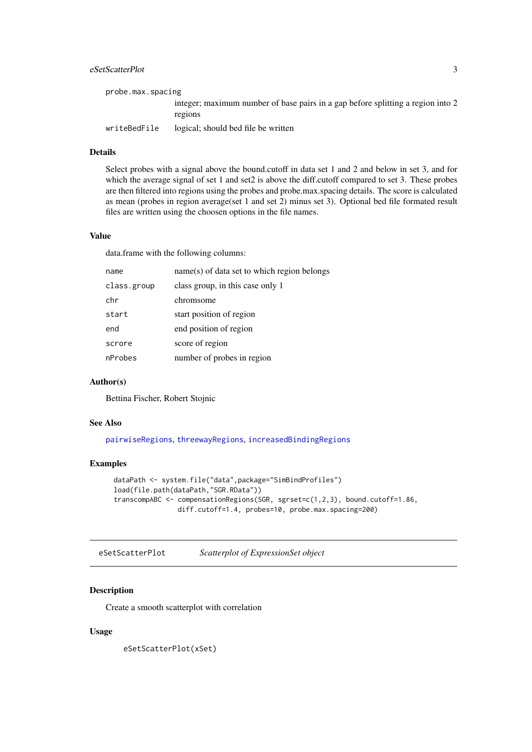| | |
|---|---|
| probe.max.spacing | integer; maximum number of base pairs in a gap before splitting a region into 2 regions |
| writeBedFile | logical; should bed file be written |

### Details

Select probes with a signal above the bound.cutoff in data set 1 and 2 and below in set 3, and for which the average signal of set 1 and set2 is above the diff.cutoff compared to set 3. These probes are then filtered into regions using the probes and probe.max.spacing details. The score is calculated as mean (probes in region average(set 1 and set 2) minus set 3). Optional bed file formated result files are written using the choosen options in the file names.

### Value

data.frame with the following columns:

| | |
|---|---|
| name | name(s) of data set to which region belongs |
| class.group | class group, in this case only 1 |
| chr | chromsome |
| start | start position of region |
| end | end position of region |
| scrore | score of region |
| nProbes | number of probes in region |

### Author(s)

Bettina Fischer, Robert Stojnic

### See Also

pairwiseRegions, threewayRegions, increasedBindingRegions

### Examples

```
dataPath <- system.file("data",package="SimBindProfiles")
load(file.path(dataPath,"SGR.RData"))
transcompABC <- compensationRegions(SGR, sgrset=c(1,2,3), bound.cutoff=1.86,
                diff.cutoff=1.4, probes=10, probe.max.spacing=200)
```

---

## eSetScatterPlot — *Scatterplot of ExpressionSet object*

### Description

Create a smooth scatterplot with correlation

### Usage

```
eSetScatterPlot(xSet)
```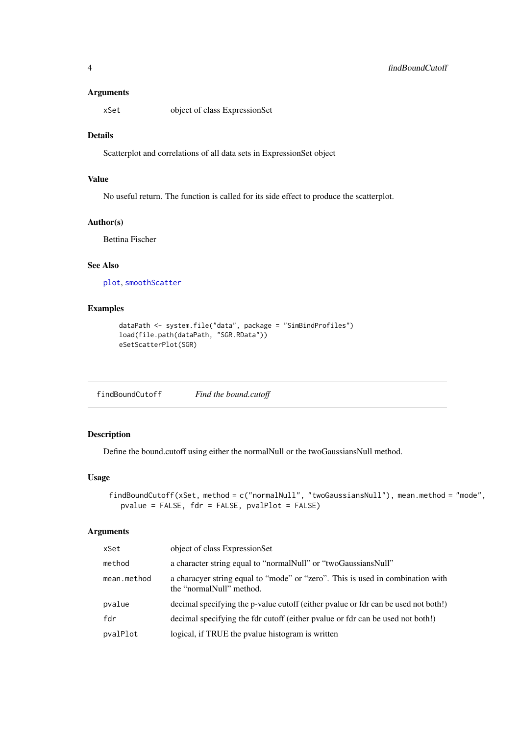## Arguments

| | |
|---|---|
| xSet | object of class ExpressionSet |

## Details

Scatterplot and correlations of all data sets in ExpressionSet object

## Value

No useful return. The function is called for its side effect to produce the scatterplot.

## Author(s)

Bettina Fischer

## See Also

plot, smoothScatter

## Examples

```
dataPath <- system.file("data", package = "SimBindProfiles")
load(file.path(dataPath, "SGR.RData"))
eSetScatterPlot(SGR)
```

---

# findBoundCutoff *Find the bound.cutoff*

---

## Description

Define the bound.cutoff using either the normalNull or the twoGaussiansNull method.

## Usage

```
findBoundCutoff(xSet, method = c("normalNull", "twoGaussiansNull"), mean.method = "mode",
   pvalue = FALSE, fdr = FALSE, pvalPlot = FALSE)
```

## Arguments

| | |
|---|---|
| xSet | object of class ExpressionSet |
| method | a character string equal to "normalNull" or "twoGaussiansNull" |
| mean.method | a characyer string equal to "mode" or "zero". This is used in combination with the "normalNull" method. |
| pvalue | decimal specifying the p-value cutoff (either pvalue or fdr can be used not both!) |
| fdr | decimal specifying the fdr cutoff (either pvalue or fdr can be used not both!) |
| pvalPlot | logical, if TRUE the pvalue histogram is written |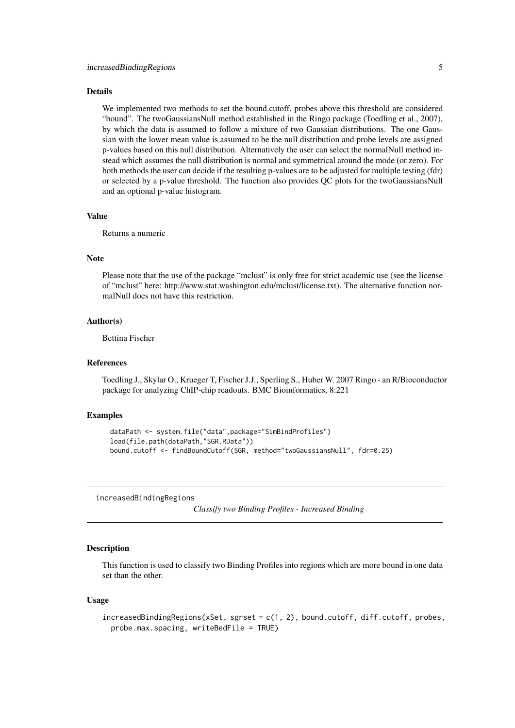### Details

We implemented two methods to set the bound.cutoff, probes above this threshold are considered "bound". The twoGaussiansNull method established in the Ringo package (Toedling et al., 2007), by which the data is assumed to follow a mixture of two Gaussian distributions. The one Gaussian with the lower mean value is assumed to be the null distribution and probe levels are assigned p-values based on this null distribution. Alternatively the user can select the normalNull method instead which assumes the null distribution is normal and symmetrical around the mode (or zero). For both methods the user can decide if the resulting p-values are to be adjusted for multiple testing (fdr) or selected by a p-value threshold. The function also provides QC plots for the twoGaussiansNull and an optional p-value histogram.

### Value

Returns a numeric

### Note

Please note that the use of the package "mclust" is only free for strict academic use (see the license of "mclust" here: http://www.stat.washington.edu/mclust/license.txt). The alternative function normalNull does not have this restriction.

### Author(s)

Bettina Fischer

### References

Toedling J., Skylar O., Krueger T, Fischer J.J., Sperling S., Huber W. 2007 Ringo - an R/Bioconductor package for analyzing ChIP-chip readouts. BMC Bioinformatics, 8:221

### Examples

```
dataPath <- system.file("data",package="SimBindProfiles")
load(file.path(dataPath,"SGR.RData"))
bound.cutoff <- findBoundCutoff(SGR, method="twoGaussiansNull", fdr=0.25)
```

---

## increasedBindingRegions

*Classify two Binding Profiles - Increased Binding*

### Description

This function is used to classify two Binding Profiles into regions which are more bound in one data set than the other.

### Usage

```
increasedBindingRegions(xSet, sgrset = c(1, 2), bound.cutoff, diff.cutoff, probes,
  probe.max.spacing, writeBedFile = TRUE)
```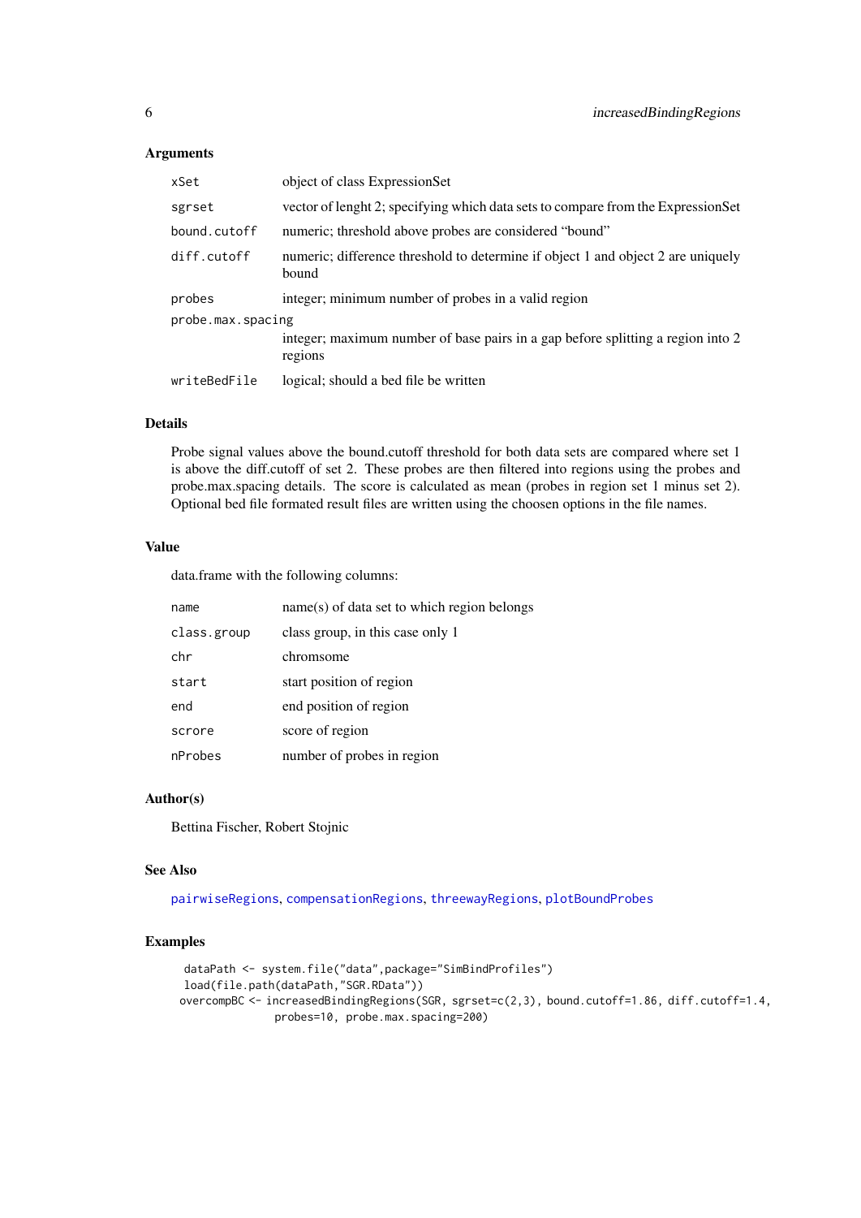### Arguments

| | |
|---|---|
| `xSet` | object of class ExpressionSet |
| `sgrset` | vector of lenght 2; specifying which data sets to compare from the ExpressionSet |
| `bound.cutoff` | numeric; threshold above probes are considered "bound" |
| `diff.cutoff` | numeric; difference threshold to determine if object 1 and object 2 are uniquely bound |
| `probes` | integer; minimum number of probes in a valid region |
| `probe.max.spacing` | integer; maximum number of base pairs in a gap before splitting a region into 2 regions |
| `writeBedFile` | logical; should a bed file be written |

### Details

Probe signal values above the bound.cutoff threshold for both data sets are compared where set 1 is above the diff.cutoff of set 2. These probes are then filtered into regions using the probes and probe.max.spacing details. The score is calculated as mean (probes in region set 1 minus set 2). Optional bed file formated result files are written using the choosen options in the file names.

### Value

data.frame with the following columns:

| | |
|---|---|
| `name` | name(s) of data set to which region belongs |
| `class.group` | class group, in this case only 1 |
| `chr` | chromsome |
| `start` | start position of region |
| `end` | end position of region |
| `scrore` | score of region |
| `nProbes` | number of probes in region |

### Author(s)

Bettina Fischer, Robert Stojnic

### See Also

`pairwiseRegions`, `compensationRegions`, `threewayRegions`, `plotBoundProbes`

### Examples

```
dataPath <- system.file("data",package="SimBindProfiles")
load(file.path(dataPath,"SGR.RData"))
overcompBC <- increasedBindingRegions(SGR, sgrset=c(2,3), bound.cutoff=1.86, diff.cutoff=1.4,
              probes=10, probe.max.spacing=200)
```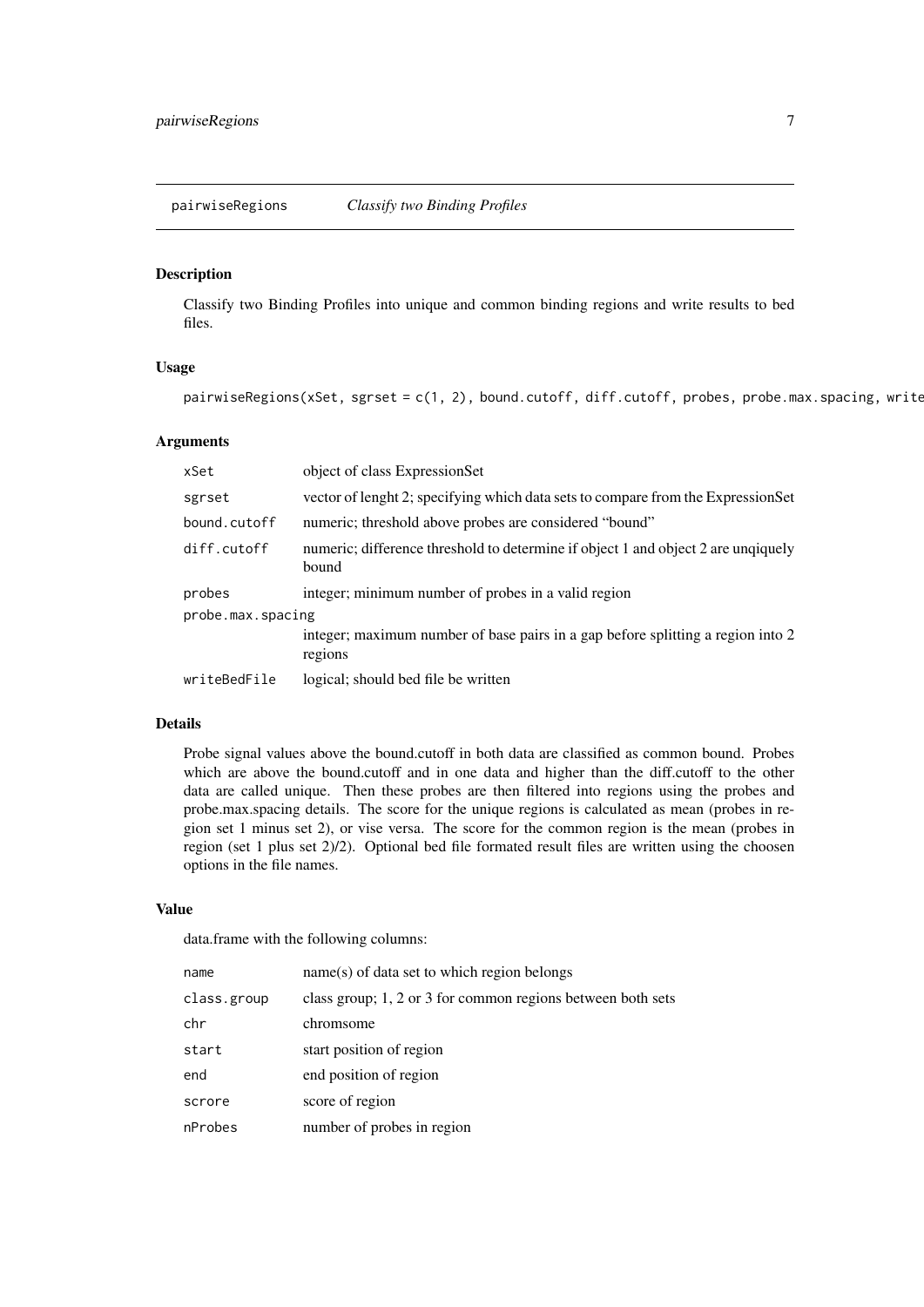## pairwiseRegions — *Classify two Binding Profiles*

### Description

Classify two Binding Profiles into unique and common binding regions and write results to bed files.

### Usage

```
pairwiseRegions(xSet, sgrset = c(1, 2), bound.cutoff, diff.cutoff, probes, probe.max.spacing, write
```

### Arguments

| | |
|---|---|
| `xSet` | object of class ExpressionSet |
| `sgrset` | vector of lenght 2; specifying which data sets to compare from the ExpressionSet |
| `bound.cutoff` | numeric; threshold above probes are considered "bound" |
| `diff.cutoff` | numeric; difference threshold to determine if object 1 and object 2 are unqiquely bound |
| `probes` | integer; minimum number of probes in a valid region |
| `probe.max.spacing` | integer; maximum number of base pairs in a gap before splitting a region into 2 regions |
| `writeBedFile` | logical; should bed file be written |

### Details

Probe signal values above the bound.cutoff in both data are classified as common bound. Probes which are above the bound.cutoff and in one data and higher than the diff.cutoff to the other data are called unique. Then these probes are then filtered into regions using the probes and probe.max.spacing details. The score for the unique regions is calculated as mean (probes in region set 1 minus set 2), or vise versa. The score for the common region is the mean (probes in region (set 1 plus set 2)/2). Optional bed file formated result files are written using the choosen options in the file names.

### Value

data.frame with the following columns:

| | |
|---|---|
| `name` | name(s) of data set to which region belongs |
| `class.group` | class group; 1, 2 or 3 for common regions between both sets |
| `chr` | chromsome |
| `start` | start position of region |
| `end` | end position of region |
| `scrore` | score of region |
| `nProbes` | number of probes in region |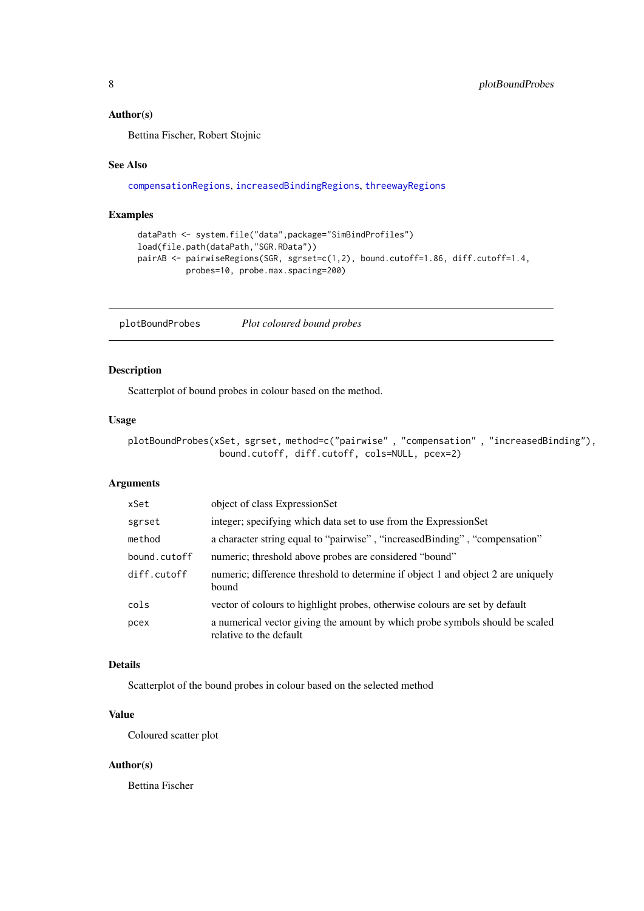### Author(s)

Bettina Fischer, Robert Stojnic

### See Also

compensationRegions, increasedBindingRegions, threewayRegions

### Examples

```
dataPath <- system.file("data",package="SimBindProfiles")
load(file.path(dataPath,"SGR.RData"))
pairAB <- pairwiseRegions(SGR, sgrset=c(1,2), bound.cutoff=1.86, diff.cutoff=1.4,
          probes=10, probe.max.spacing=200)
```

---

## plotBoundProbes    *Plot coloured bound probes*

---

### Description

Scatterplot of bound probes in colour based on the method.

### Usage

```
plotBoundProbes(xSet, sgrset, method=c("pairwise" , "compensation" , "increasedBinding"),
                bound.cutoff, diff.cutoff, cols=NULL, pcex=2)
```

### Arguments

| | |
|---|---|
| `xSet` | object of class ExpressionSet |
| `sgrset` | integer; specifying which data set to use from the ExpressionSet |
| `method` | a character string equal to "pairwise" , "increasedBinding" , "compensation" |
| `bound.cutoff` | numeric; threshold above probes are considered "bound" |
| `diff.cutoff` | numeric; difference threshold to determine if object 1 and object 2 are uniquely bound |
| `cols` | vector of colours to highlight probes, otherwise colours are set by default |
| `pcex` | a numerical vector giving the amount by which probe symbols should be scaled relative to the default |

### Details

Scatterplot of the bound probes in colour based on the selected method

### Value

Coloured scatter plot

### Author(s)

Bettina Fischer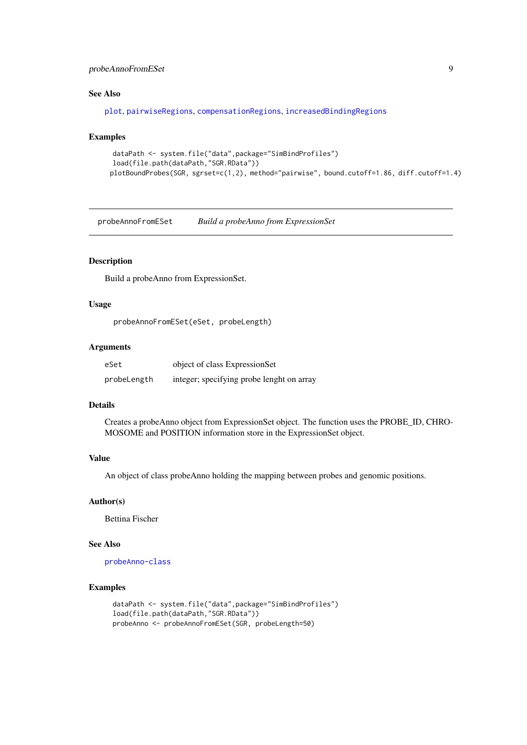### See Also

plot, pairwiseRegions, compensationRegions, increasedBindingRegions

### Examples

```
dataPath <- system.file("data",package="SimBindProfiles")
load(file.path(dataPath,"SGR.RData"))
plotBoundProbes(SGR, sgrset=c(1,2), method="pairwise", bound.cutoff=1.86, diff.cutoff=1.4)
```

---

## probeAnnoFromESet *Build a probeAnno from ExpressionSet*

---

### Description

Build a probeAnno from ExpressionSet.

### Usage

```
probeAnnoFromESet(eSet, probeLength)
```

### Arguments

| | |
|---|---|
| eSet | object of class ExpressionSet |
| probeLength | integer; specifying probe lenght on array |

### Details

Creates a probeAnno object from ExpressionSet object. The function uses the PROBE_ID, CHROMOSOME and POSITION information store in the ExpressionSet object.

### Value

An object of class probeAnno holding the mapping between probes and genomic positions.

### Author(s)

Bettina Fischer

### See Also

probeAnno-class

### Examples

```
dataPath <- system.file("data",package="SimBindProfiles")
load(file.path(dataPath,"SGR.RData"))
probeAnno <- probeAnnoFromESet(SGR, probeLength=50)
```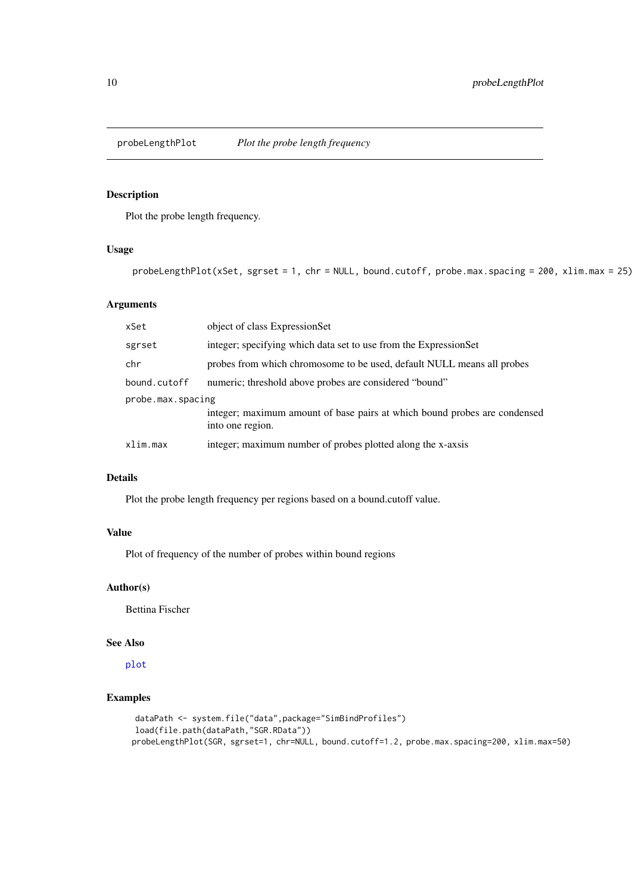probeLengthPlot *Plot the probe length frequency*

## Description

Plot the probe length frequency.

## Usage

```
probeLengthPlot(xSet, sgrset = 1, chr = NULL, bound.cutoff, probe.max.spacing = 200, xlim.max = 25)
```

## Arguments

| | |
|---|---|
| xSet | object of class ExpressionSet |
| sgrset | integer; specifying which data set to use from the ExpressionSet |
| chr | probes from which chromosome to be used, default NULL means all probes |
| bound.cutoff | numeric; threshold above probes are considered "bound" |
| probe.max.spacing | integer; maximum amount of base pairs at which bound probes are condensed into one region. |
| xlim.max | integer; maximum number of probes plotted along the x-axsis |

## Details

Plot the probe length frequency per regions based on a bound.cutoff value.

## Value

Plot of frequency of the number of probes within bound regions

## Author(s)

Bettina Fischer

## See Also

plot

## Examples

```
dataPath <- system.file("data",package="SimBindProfiles")
load(file.path(dataPath,"SGR.RData"))
probeLengthPlot(SGR, sgrset=1, chr=NULL, bound.cutoff=1.2, probe.max.spacing=200, xlim.max=50)
```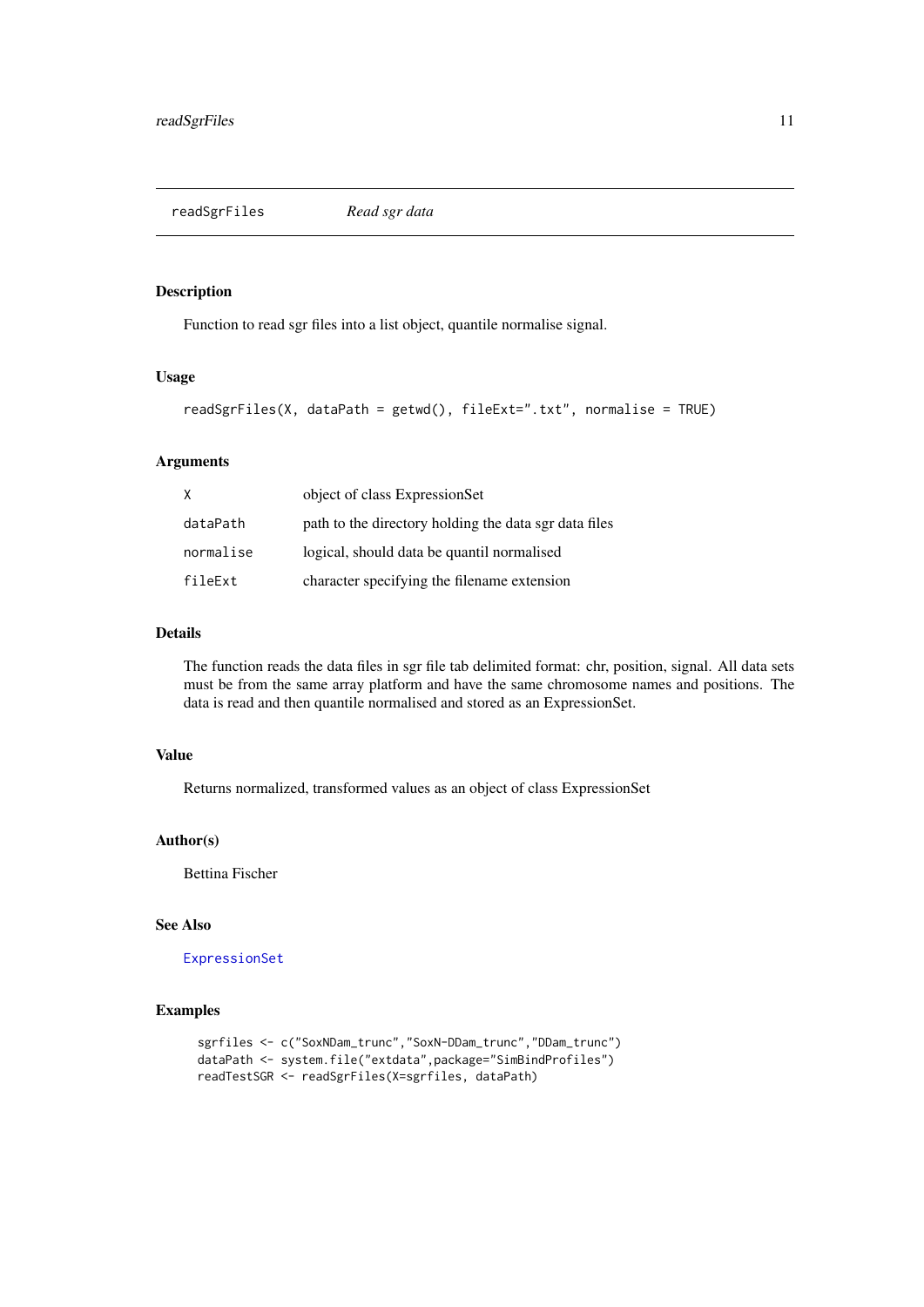`readSgrFiles` *Read sgr data*

## Description

Function to read sgr files into a list object, quantile normalise signal.

## Usage

```
readSgrFiles(X, dataPath = getwd(), fileExt=".txt", normalise = TRUE)
```

## Arguments

| | |
|---|---|
| `X` | object of class ExpressionSet |
| `dataPath` | path to the directory holding the data sgr data files |
| `normalise` | logical, should data be quantil normalised |
| `fileExt` | character specifying the filename extension |

## Details

The function reads the data files in sgr file tab delimited format: chr, position, signal. All data sets must be from the same array platform and have the same chromosome names and positions. The data is read and then quantile normalised and stored as an ExpressionSet.

## Value

Returns normalized, transformed values as an object of class ExpressionSet

## Author(s)

Bettina Fischer

## See Also

`ExpressionSet`

## Examples

```
sgrfiles <- c("SoxNDam_trunc","SoxN-DDam_trunc","DDam_trunc")
dataPath <- system.file("extdata",package="SimBindProfiles")
readTestSGR <- readSgrFiles(X=sgrfiles, dataPath)
```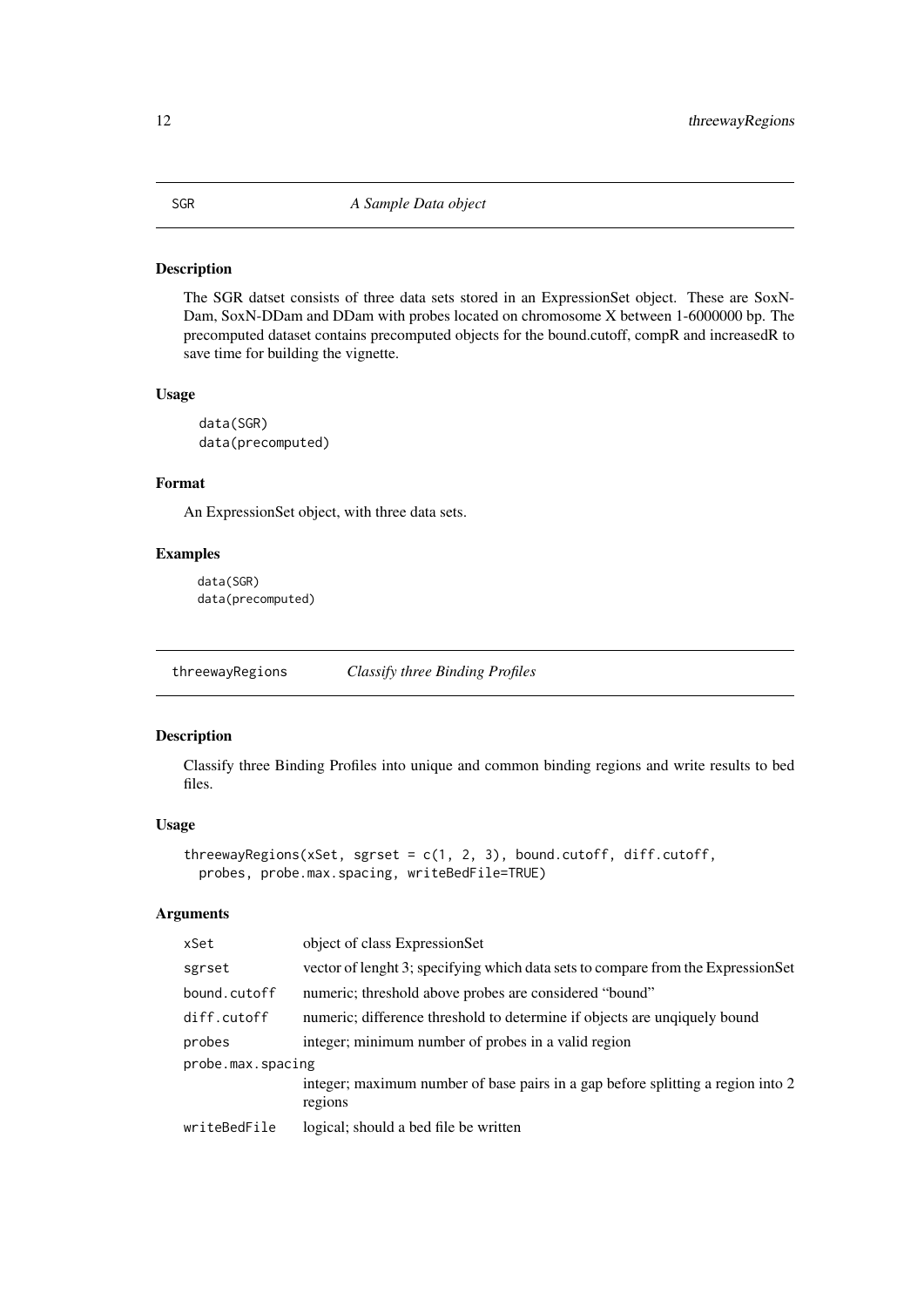## SGR — *A Sample Data object*

### Description

The SGR datset consists of three data sets stored in an ExpressionSet object. These are SoxN-Dam, SoxN-DDam and DDam with probes located on chromosome X between 1-6000000 bp. The precomputed dataset contains precomputed objects for the bound.cutoff, compR and increasedR to save time for building the vignette.

### Usage

```
data(SGR)
data(precomputed)
```

### Format

An ExpressionSet object, with three data sets.

### Examples

```
data(SGR)
data(precomputed)
```

## threewayRegions — *Classify three Binding Profiles*

### Description

Classify three Binding Profiles into unique and common binding regions and write results to bed files.

### Usage

```
threewayRegions(xSet, sgrset = c(1, 2, 3), bound.cutoff, diff.cutoff,
  probes, probe.max.spacing, writeBedFile=TRUE)
```

### Arguments

| | |
|---|---|
| xSet | object of class ExpressionSet |
| sgrset | vector of lenght 3; specifying which data sets to compare from the ExpressionSet |
| bound.cutoff | numeric; threshold above probes are considered "bound" |
| diff.cutoff | numeric; difference threshold to determine if objects are unqiquely bound |
| probes | integer; minimum number of probes in a valid region |
| probe.max.spacing | integer; maximum number of base pairs in a gap before splitting a region into 2 regions |
| writeBedFile | logical; should a bed file be written |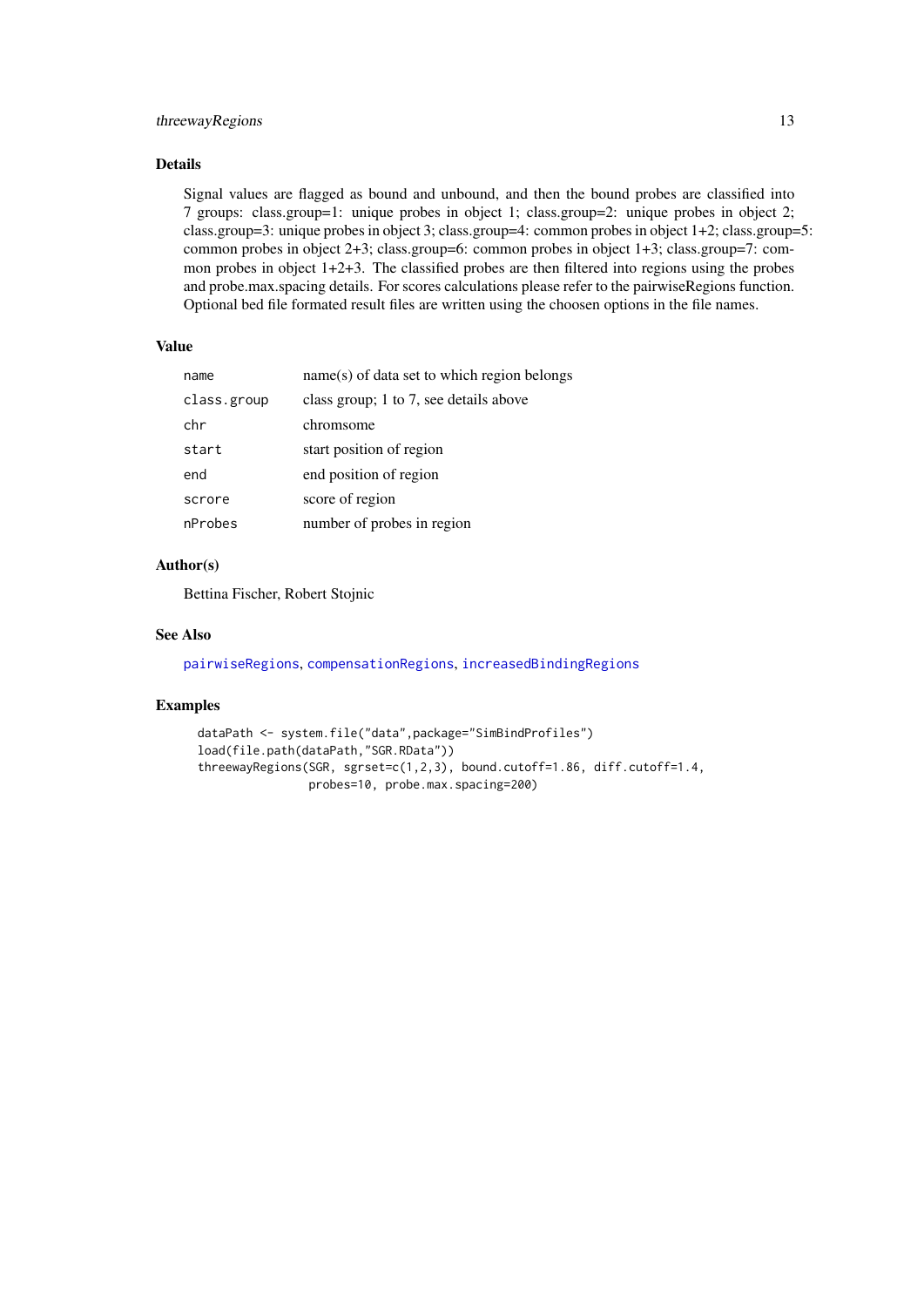## Details

Signal values are flagged as bound and unbound, and then the bound probes are classified into 7 groups: class.group=1: unique probes in object 1; class.group=2: unique probes in object 2; class.group=3: unique probes in object 3; class.group=4: common probes in object 1+2; class.group=5: common probes in object 2+3; class.group=6: common probes in object 1+3; class.group=7: common probes in object 1+2+3. The classified probes are then filtered into regions using the probes and probe.max.spacing details. For scores calculations please refer to the pairwiseRegions function. Optional bed file formated result files are written using the choosen options in the file names.

## Value

| | |
|---|---|
| `name` | name(s) of data set to which region belongs |
| `class.group` | class group; 1 to 7, see details above |
| `chr` | chromsome |
| `start` | start position of region |
| `end` | end position of region |
| `scrore` | score of region |
| `nProbes` | number of probes in region |

## Author(s)

Bettina Fischer, Robert Stojnic

## See Also

`pairwiseRegions`, `compensationRegions`, `increasedBindingRegions`

## Examples

```
dataPath <- system.file("data",package="SimBindProfiles")
load(file.path(dataPath,"SGR.RData"))
threewayRegions(SGR, sgrset=c(1,2,3), bound.cutoff=1.86, diff.cutoff=1.4,
                probes=10, probe.max.spacing=200)
```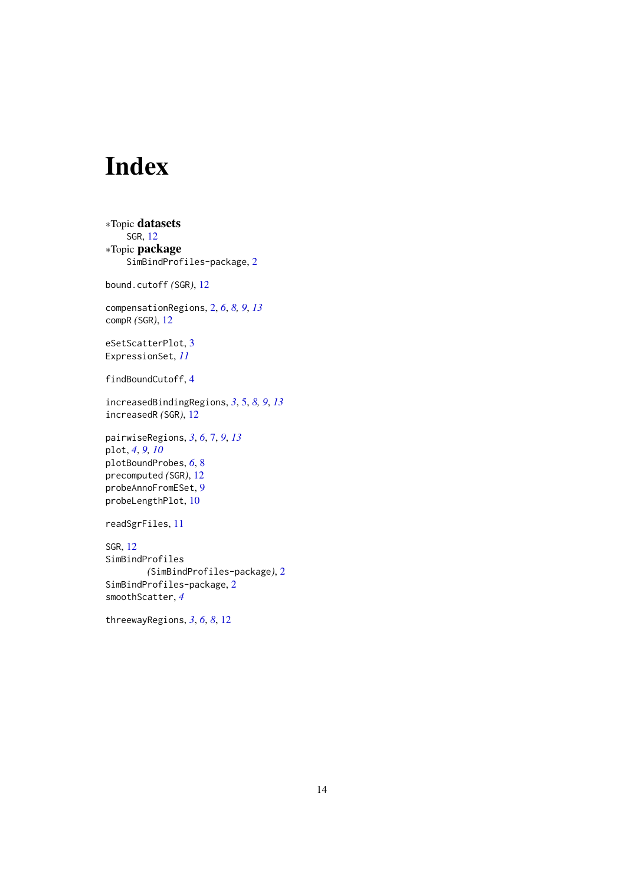# Index

*Topic **datasets**
  SGR, 12
*Topic **package**
  SimBindProfiles-package, 2

bound.cutoff *(*SGR*)*, 12

compensationRegions, 2, *6*, *8*, *9*, *13*
compR *(*SGR*)*, 12

eSetScatterPlot, 3
ExpressionSet, *11*

findBoundCutoff, 4

increasedBindingRegions, *3*, 5, *8*, *9*, *13*
increasedR *(*SGR*)*, 12

pairwiseRegions, *3*, *6*, 7, *9*, *13*
plot, *4*, *9*, *10*
plotBoundProbes, *6*, 8
precomputed *(*SGR*)*, 12
probeAnnoFromESet, 9
probeLengthPlot, 10

readSgrFiles, 11

SGR, 12
SimBindProfiles
  *(*SimBindProfiles-package*)*, 2
SimBindProfiles-package, 2
smoothScatter, *4*

threewayRegions, *3*, *6*, *8*, 12